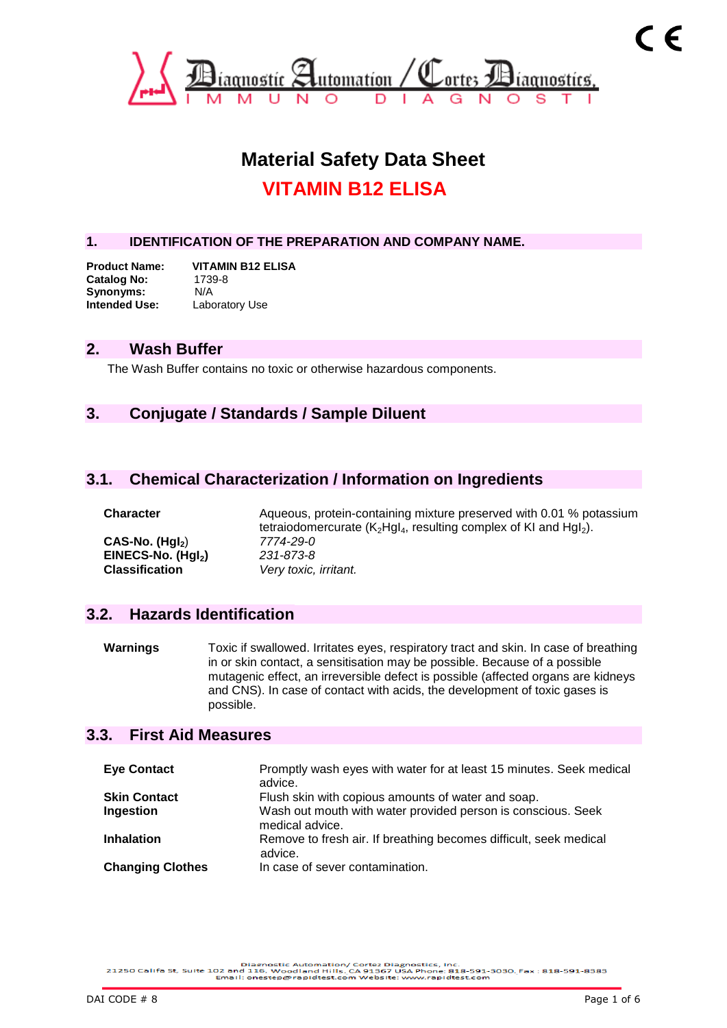Diagnostic Automation / Cortez Diagnostics, Inc.

IMMUNO DIAGNOSTI

# Material Safety Data Sheet

# VITAMIN B12 ELISA

## 1. IDENTIFICATION OF THE PREPARATION AND COMPANY NAME.

**Product Name:** **VITAMIN B12 ELISA**
**Catalog No:** 1739-8
**Synonyms:** N/A
**Intended Use:** Laboratory Use

## 2. Wash Buffer

The Wash Buffer contains no toxic or otherwise hazardous components.

## 3. Conjugate / Standards / Sample Diluent

### 3.1. Chemical Characterization / Information on Ingredients

| | |
|---|---|
| **Character** | Aqueous, protein-containing mixture preserved with 0.01 % potassium tetraiodomercurate ($K_2HgI_4$, resulting complex of KI and $HgI_2$). |
| **CAS-No. ($HgI_2$)** | *7774-29-0* |
| **EINECS-No. ($HgI_2$)** | *231-873-8* |
| **Classification** | *Very toxic, irritant.* |

### 3.2. Hazards Identification

**Warnings** Toxic if swallowed. Irritates eyes, respiratory tract and skin. In case of breathing in or skin contact, a sensitisation may be possible. Because of a possible mutagenic effect, an irreversible defect is possible (affected organs are kidneys and CNS). In case of contact with acids, the development of toxic gases is possible.

### 3.3. First Aid Measures

| | |
|---|---|
| **Eye Contact** | Promptly wash eyes with water for at least 15 minutes. Seek medical advice. |
| **Skin Contact** | Flush skin with copious amounts of water and soap. |
| **Ingestion** | Wash out mouth with water provided person is conscious. Seek medical advice. |
| **Inhalation** | Remove to fresh air. If breathing becomes difficult, seek medical advice. |
| **Changing Clothes** | In case of sever contamination. |

Diagnostic Automation/ Cortez Diagnostics, Inc.
21250 Califa St, Suite 102 and 116, Woodland Hills, CA 91367 USA Phone: 818-591-3030, Fax : 818-591-8383
Email: onestep@rapidtest.com Website: www.rapidtest.com

DAI CODE # 8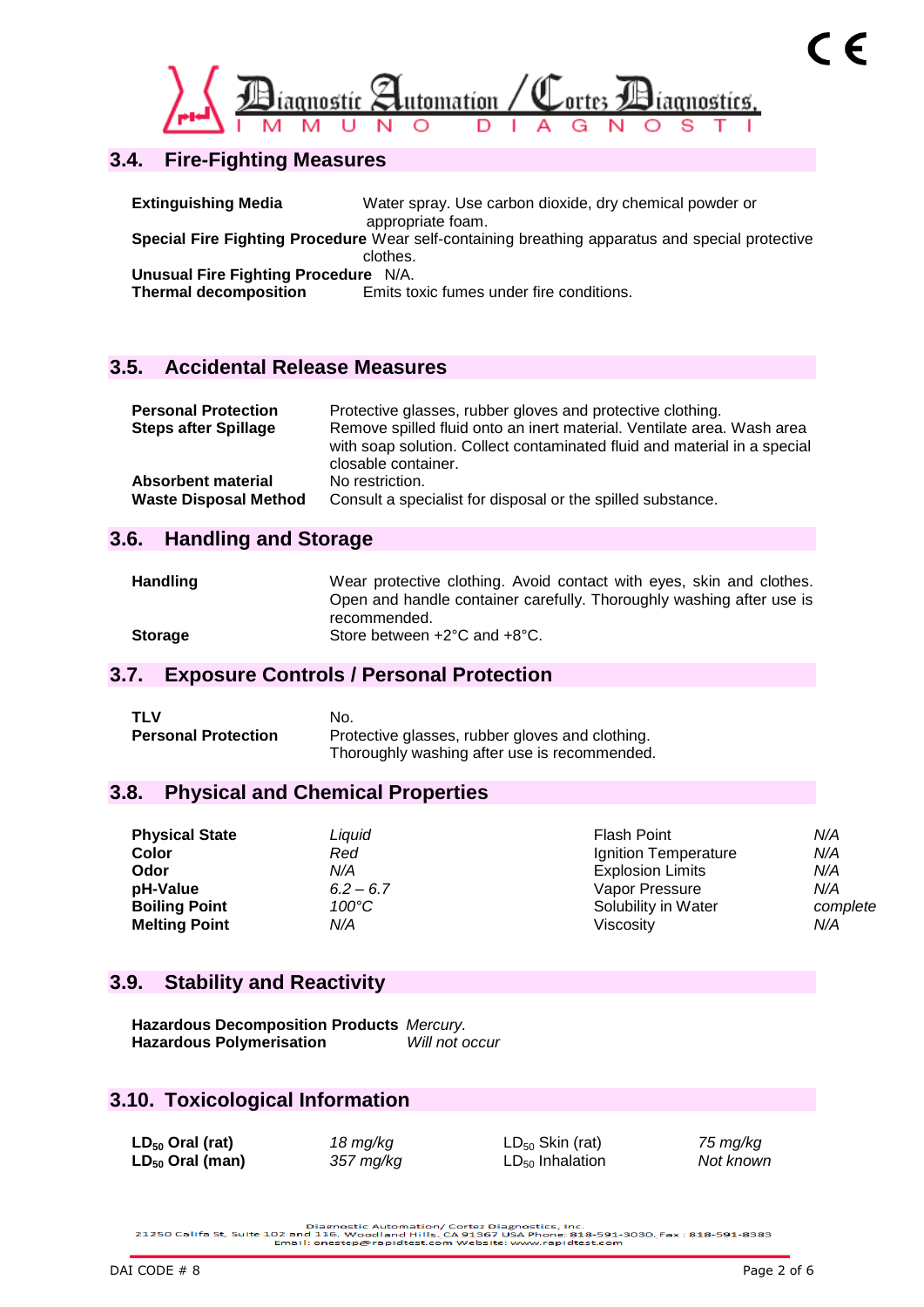## 3.4. Fire-Fighting Measures

**Extinguishing Media** Water spray. Use carbon dioxide, dry chemical powder or appropriate foam.

**Special Fire Fighting Procedure** Wear self-containing breathing apparatus and special protective clothes.

**Unusual Fire Fighting Procedure** N/A.

**Thermal decomposition** Emits toxic fumes under fire conditions.

## 3.5. Accidental Release Measures

**Personal Protection** Protective glasses, rubber gloves and protective clothing.

**Steps after Spillage** Remove spilled fluid onto an inert material. Ventilate area. Wash area with soap solution. Collect contaminated fluid and material in a special closable container.

**Absorbent material** No restriction.

**Waste Disposal Method** Consult a specialist for disposal or the spilled substance.

## 3.6. Handling and Storage

**Handling** Wear protective clothing. Avoid contact with eyes, skin and clothes. Open and handle container carefully. Thoroughly washing after use is recommended.

**Storage** Store between +2°C and +8°C.

## 3.7. Exposure Controls / Personal Protection

**TLV** No.

**Personal Protection** Protective glasses, rubber gloves and clothing. Thoroughly washing after use is recommended.

## 3.8. Physical and Chemical Properties

| | | | |
|---|---|---|---|
| **Physical State** | *Liquid* | Flash Point | *N/A* |
| **Color** | *Red* | Ignition Temperature | *N/A* |
| **Odor** | *N/A* | Explosion Limits | *N/A* |
| **pH-Value** | *6.2 – 6.7* | Vapor Pressure | *N/A* |
| **Boiling Point** | *100°C* | Solubility in Water | *complete* |
| **Melting Point** | *N/A* | Viscosity | *N/A* |

## 3.9. Stability and Reactivity

**Hazardous Decomposition Products** *Mercury.*

**Hazardous Polymerisation** *Will not occur*

## 3.10. Toxicological Information

| | | | |
|---|---|---|---|
| **$LD_{50}$ Oral (rat)** | *18 mg/kg* | $LD_{50}$ Skin (rat) | *75 mg/kg* |
| **$LD_{50}$ Oral (man)** | *357 mg/kg* | $LD_{50}$ Inhalation | *Not known* |

Diagnostic Automation/ Cortez Diagnostics, Inc.
21250 Califa St, Suite 102 and 116, Woodland Hills, CA 91367 USA Phone: 818-591-3030, Fax : 818-591-8383
Email: onestep@rapidtest.com Website: www.rapidtest.com

DAI CODE # 8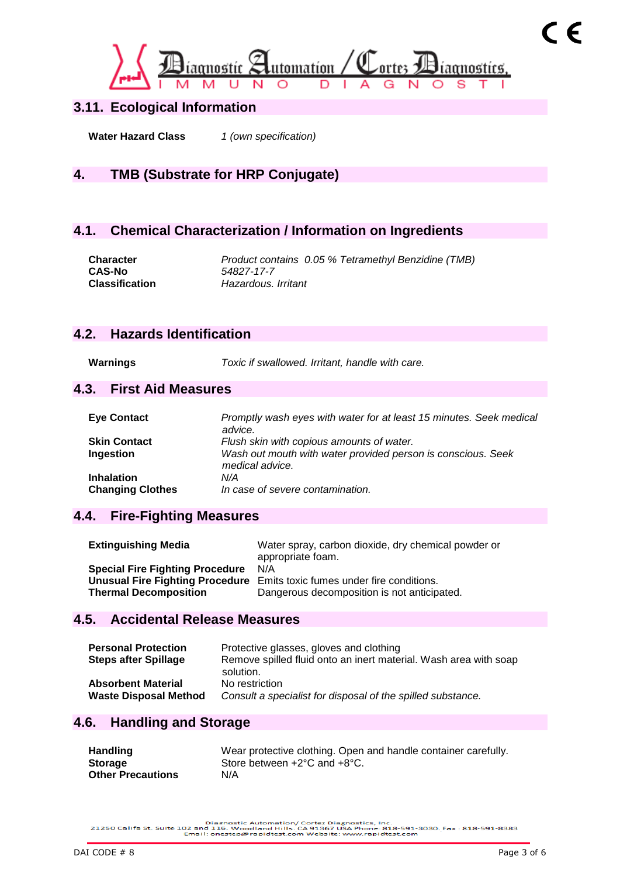## 3.11. Ecological Information

| | |
|---|---|
| **Water Hazard Class** | *1 (own specification)* |

## 4. TMB (Substrate for HRP Conjugate)

## 4.1. Chemical Characterization / Information on Ingredients

| | |
|---|---|
| **Character** | *Product contains 0.05 % Tetramethyl Benzidine (TMB)* |
| **CAS-No** | *54827-17-7* |
| **Classification** | *Hazardous. Irritant* |

## 4.2. Hazards Identification

| | |
|---|---|
| **Warnings** | *Toxic if swallowed. Irritant, handle with care.* |

## 4.3. First Aid Measures

| | |
|---|---|
| **Eye Contact** | *Promptly wash eyes with water for at least 15 minutes. Seek medical advice.* |
| **Skin Contact** | *Flush skin with copious amounts of water.* |
| **Ingestion** | *Wash out mouth with water provided person is conscious. Seek medical advice.* |
| **Inhalation** | *N/A* |
| **Changing Clothes** | *In case of severe contamination.* |

## 4.4. Fire-Fighting Measures

| | |
|---|---|
| **Extinguishing Media** | Water spray, carbon dioxide, dry chemical powder or appropriate foam. |
| **Special Fire Fighting Procedure** | N/A |
| **Unusual Fire Fighting Procedure** | Emits toxic fumes under fire conditions. |
| **Thermal Decomposition** | Dangerous decomposition is not anticipated. |

## 4.5. Accidental Release Measures

| | |
|---|---|
| **Personal Protection** | Protective glasses, gloves and clothing |
| **Steps after Spillage** | Remove spilled fluid onto an inert material. Wash area with soap solution. |
| **Absorbent Material** | No restriction |
| **Waste Disposal Method** | *Consult a specialist for disposal of the spilled substance.* |

## 4.6. Handling and Storage

| | |
|---|---|
| **Handling** | Wear protective clothing. Open and handle container carefully. |
| **Storage** | Store between +2°C and +8°C. |
| **Other Precautions** | N/A |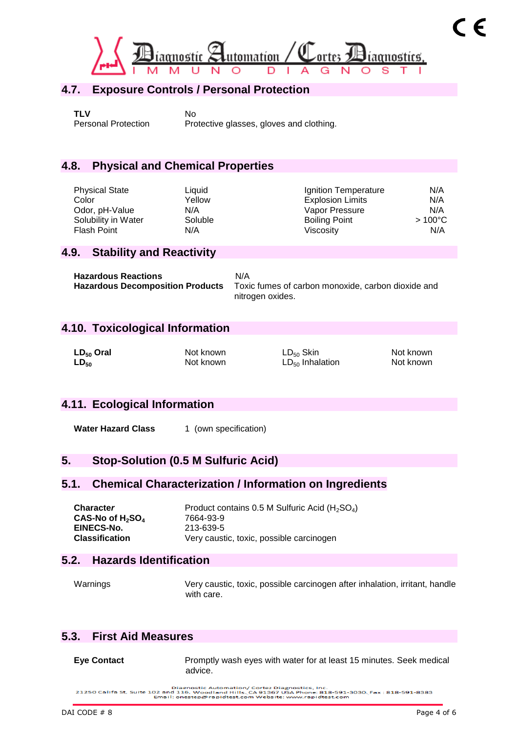## 4.7. Exposure Controls / Personal Protection

| | |
|---|---|
| **TLV** | No |
| Personal Protection | Protective glasses, gloves and clothing. |

## 4.8. Physical and Chemical Properties

| | | | |
|---|---|---|---|
| Physical State | Liquid | Ignition Temperature | N/A |
| Color | Yellow | Explosion Limits | N/A |
| Odor, pH-Value | N/A | Vapor Pressure | N/A |
| Solubility in Water | Soluble | Boiling Point | > 100°C |
| Flash Point | N/A | Viscosity | N/A |

## 4.9. Stability and Reactivity

| | |
|---|---|
| **Hazardous Reactions** | N/A |
| **Hazardous Decomposition Products** | Toxic fumes of carbon monoxide, carbon dioxide and nitrogen oxides. |

## 4.10. Toxicological Information

| | | | |
|---|---|---|---|
| **$LD_{50}$ Oral** | Not known | $LD_{50}$ Skin | Not known |
| **$LD_{50}$** | Not known | $LD_{50}$ Inhalation | Not known |

## 4.11. Ecological Information

| | |
|---|---|
| **Water Hazard Class** | 1 (own specification) |

## 5. Stop-Solution (0.5 M Sulfuric Acid)

## 5.1. Chemical Characterization / Information on Ingredients

| | |
|---|---|
| **Character** | Product contains 0.5 M Sulfuric Acid ($H_2SO_4$) |
| **CAS-No of $H_2SO_4$** | 7664-93-9 |
| **EINECS-No.** | 213-639-5 |
| **Classification** | Very caustic, toxic, possible carcinogen |

## 5.2. Hazards Identification

| | |
|---|---|
| Warnings | Very caustic, toxic, possible carcinogen after inhalation, irritant, handle with care. |

## 5.3. First Aid Measures

| | |
|---|---|
| **Eye Contact** | Promptly wash eyes with water for at least 15 minutes. Seek medical advice. |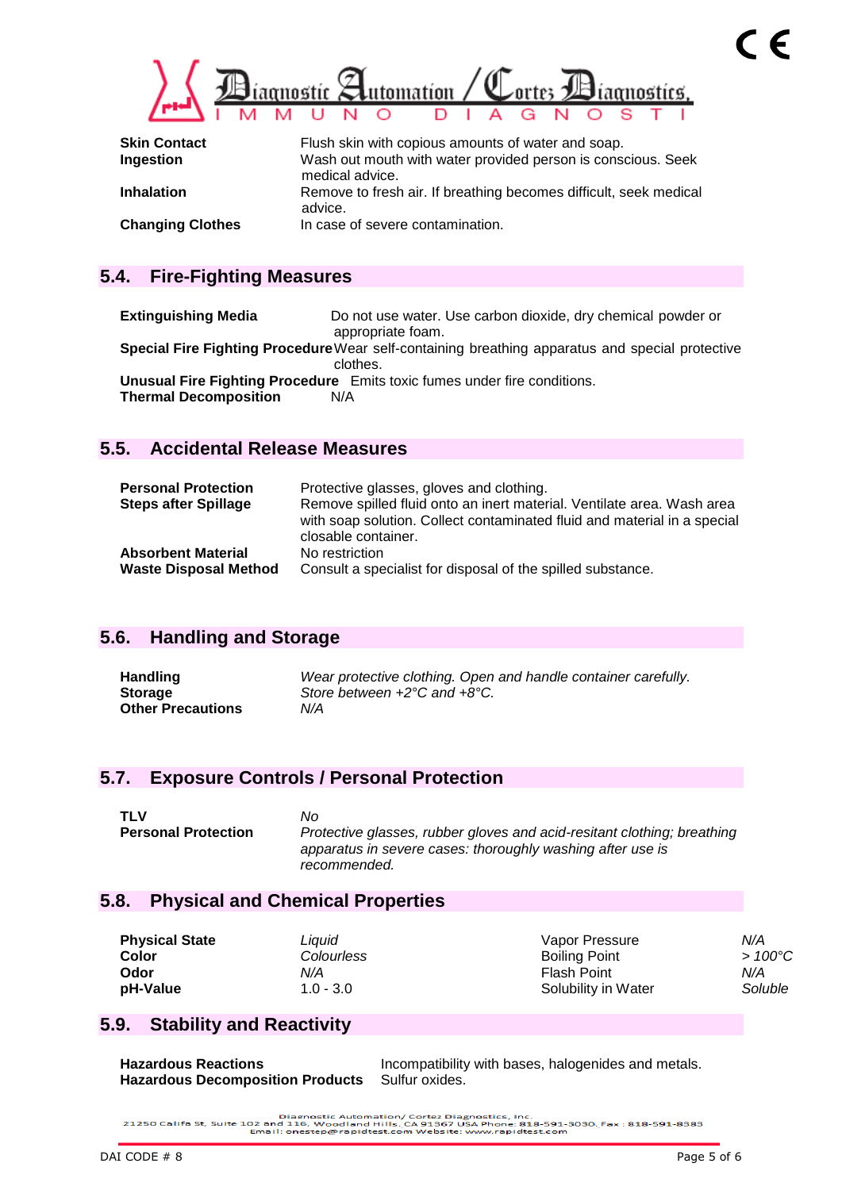| | |
|---|---|
| **Skin Contact** | Flush skin with copious amounts of water and soap. |
| **Ingestion** | Wash out mouth with water provided person is conscious. Seek medical advice. |
| **Inhalation** | Remove to fresh air. If breathing becomes difficult, seek medical advice. |
| **Changing Clothes** | In case of severe contamination. |

## 5.4. Fire-Fighting Measures

| | |
|---|---|
| **Extinguishing Media** | Do not use water. Use carbon dioxide, dry chemical powder or appropriate foam. |
| **Special Fire Fighting Procedure** | Wear self-containing breathing apparatus and special protective clothes. |
| **Unusual Fire Fighting Procedure** | Emits toxic fumes under fire conditions. |
| **Thermal Decomposition** | N/A |

## 5.5. Accidental Release Measures

| | |
|---|---|
| **Personal Protection** | Protective glasses, gloves and clothing. |
| **Steps after Spillage** | Remove spilled fluid onto an inert material. Ventilate area. Wash area with soap solution. Collect contaminated fluid and material in a special closable container. |
| **Absorbent Material** | No restriction |
| **Waste Disposal Method** | Consult a specialist for disposal of the spilled substance. |

## 5.6. Handling and Storage

| | |
|---|---|
| **Handling** | *Wear protective clothing. Open and handle container carefully.* |
| **Storage** | *Store between +2°C and +8°C.* |
| **Other Precautions** | *N/A* |

## 5.7. Exposure Controls / Personal Protection

| | |
|---|---|
| **TLV** | *No* |
| **Personal Protection** | *Protective glasses, rubber gloves and acid-resitant clothing; breathing apparatus in severe cases: thoroughly washing after use is recommended.* |

## 5.8. Physical and Chemical Properties

| | | | |
|---|---|---|---|
| **Physical State** | *Liquid* | Vapor Pressure | *N/A* |
| **Color** | *Colourless* | Boiling Point | *> 100°C* |
| **Odor** | *N/A* | Flash Point | *N/A* |
| **pH-Value** | 1.0 - 3.0 | Solubility in Water | *Soluble* |

## 5.9. Stability and Reactivity

| | |
|---|---|
| **Hazardous Reactions** | Incompatibility with bases, halogenides and metals. |
| **Hazardous Decomposition Products** | Sulfur oxides. |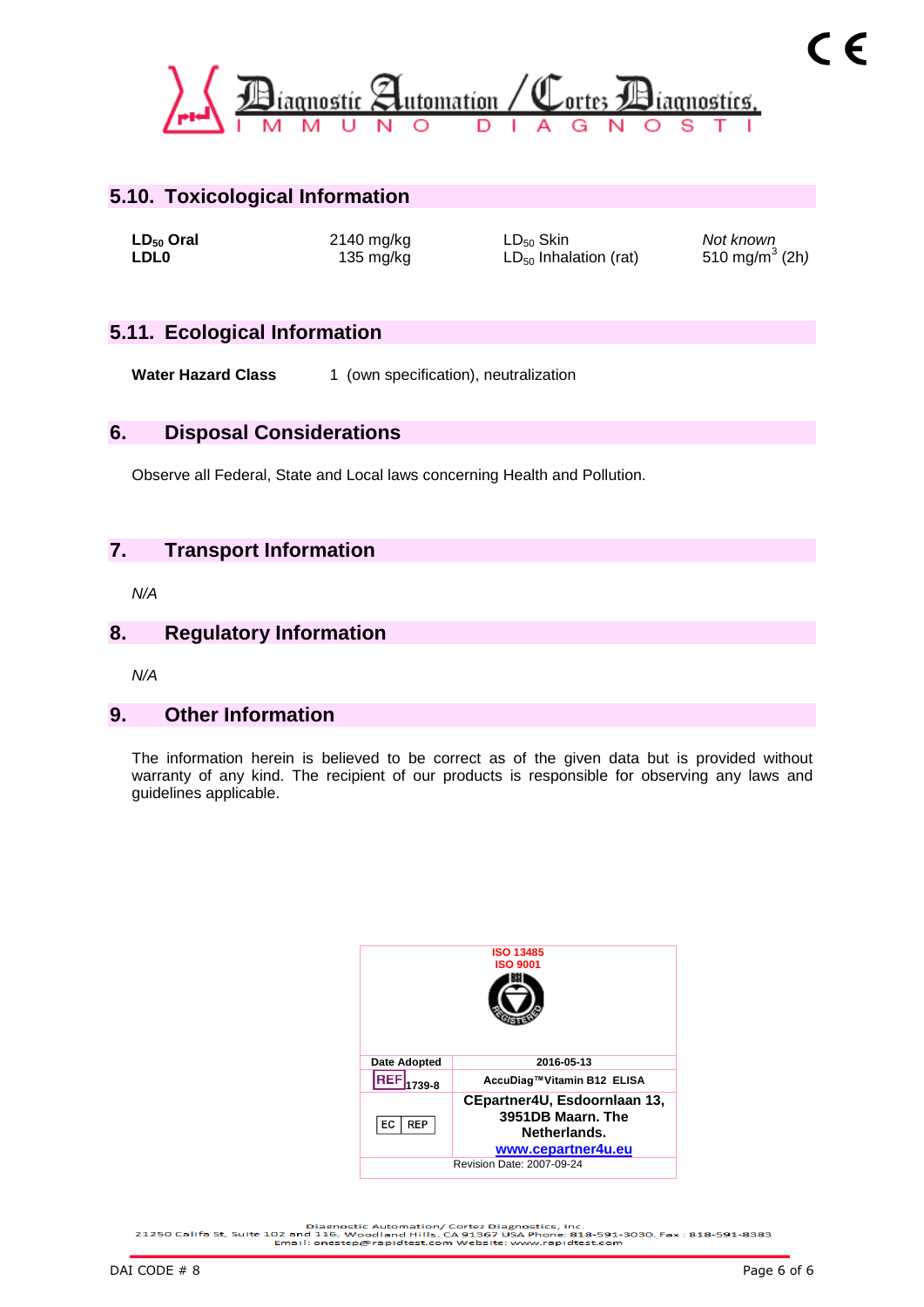## 5.10. Toxicological Information

| | | | |
|---|---|---|---|
| **$LD_{50}$ Oral** | 2140 mg/kg | $LD_{50}$ Skin | *Not known* |
| **LDL0** | 135 mg/kg | $LD_{50}$ Inhalation (rat) | 510 mg/m$^3$ (2h) |

## 5.11. Ecological Information

**Water Hazard Class** 1 (own specification), neutralization

## 6. Disposal Considerations

Observe all Federal, State and Local laws concerning Health and Pollution.

## 7. Transport Information

*N/A*

## 8. Regulatory Information

*N/A*

## 9. Other Information

The information herein is believed to be correct as of the given data but is provided without warranty of any kind. The recipient of our products is responsible for observing any laws and guidelines applicable.

ISO 13485
ISO 9001

| | |
|---|---|
| Date Adopted | 2016-05-13 |
| REF 1739-8 | AccuDiag™Vitamin B12 ELISA |
| EC REP | CEpartner4U, Esdoornlaan 13, 3951DB Maarn. The Netherlands. www.cepartner4u.eu |
| Revision Date: 2007-09-24 | |

Diagnostic Automation/ Cortez Diagnostics, Inc.
21250 Califa St, Suite 102 and 116, Woodland Hills, CA 91367 USA Phone: 818-591-3030, Fax : 818-591-8383
Email: onestep@rapidtest.com Website: www.rapidtest.com

DAI CODE # 8